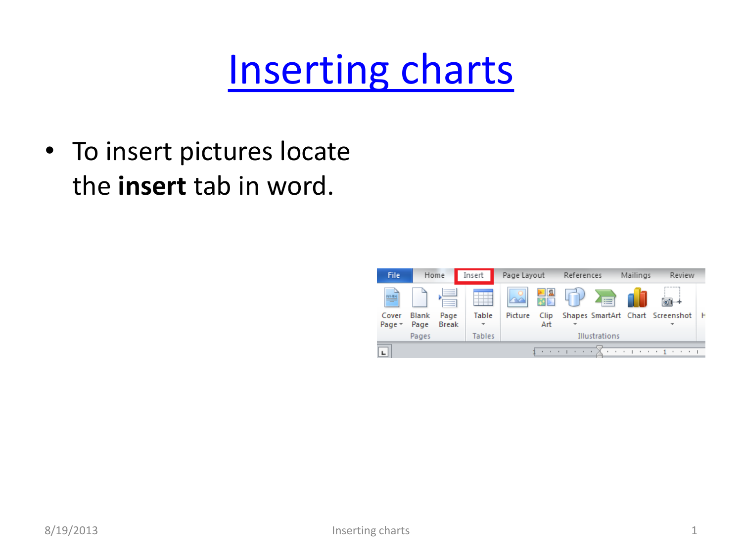# Inserting charts

- To insert pictures locate the **insert** tab in word.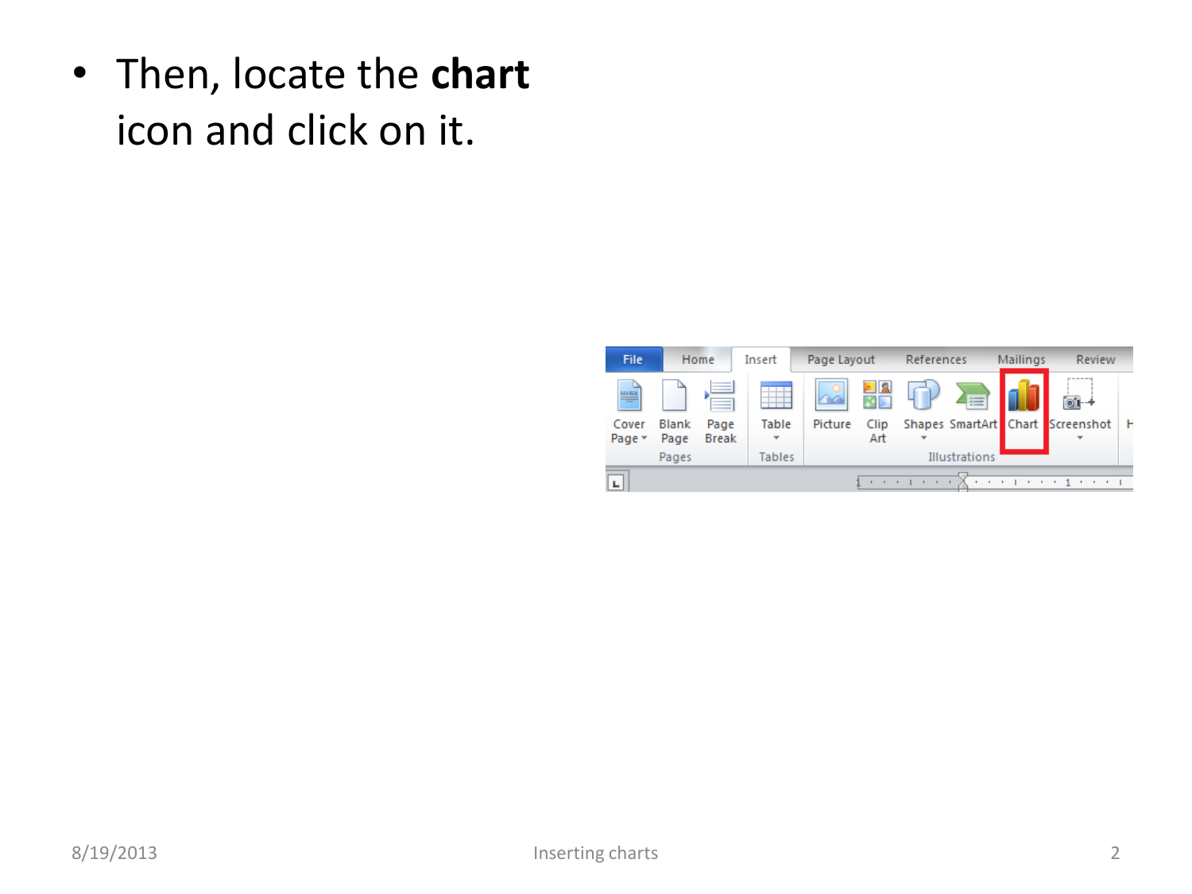- Then, locate the **chart** icon and click on it.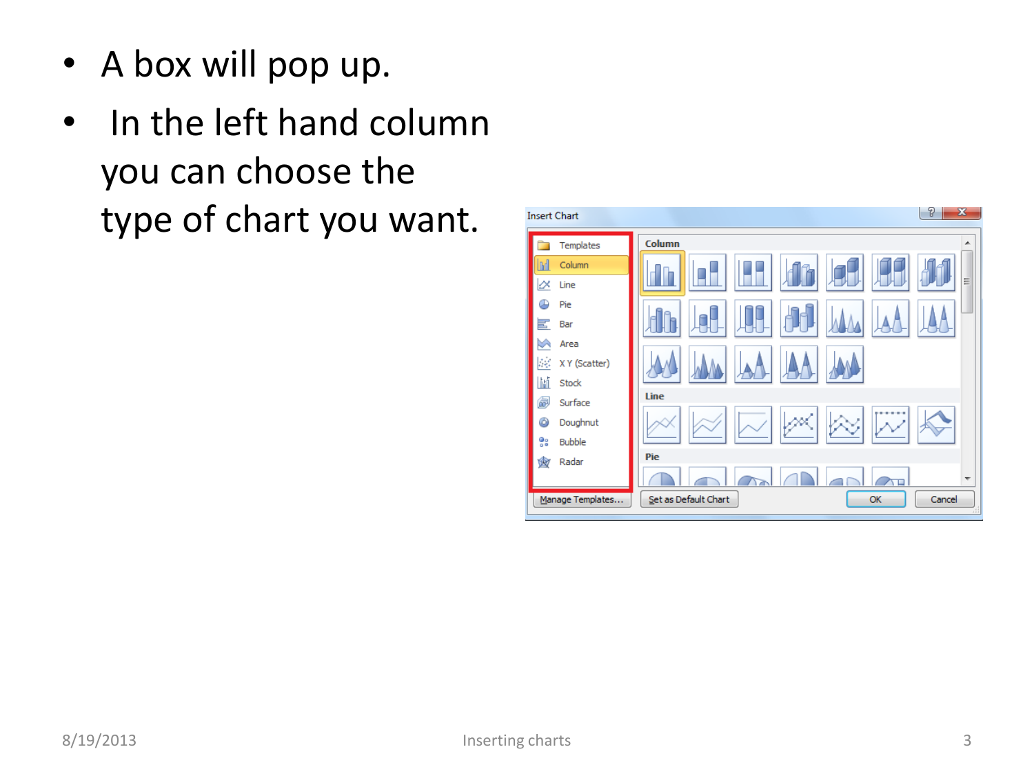- A box will pop up.
- In the left hand column you can choose the type of chart you want.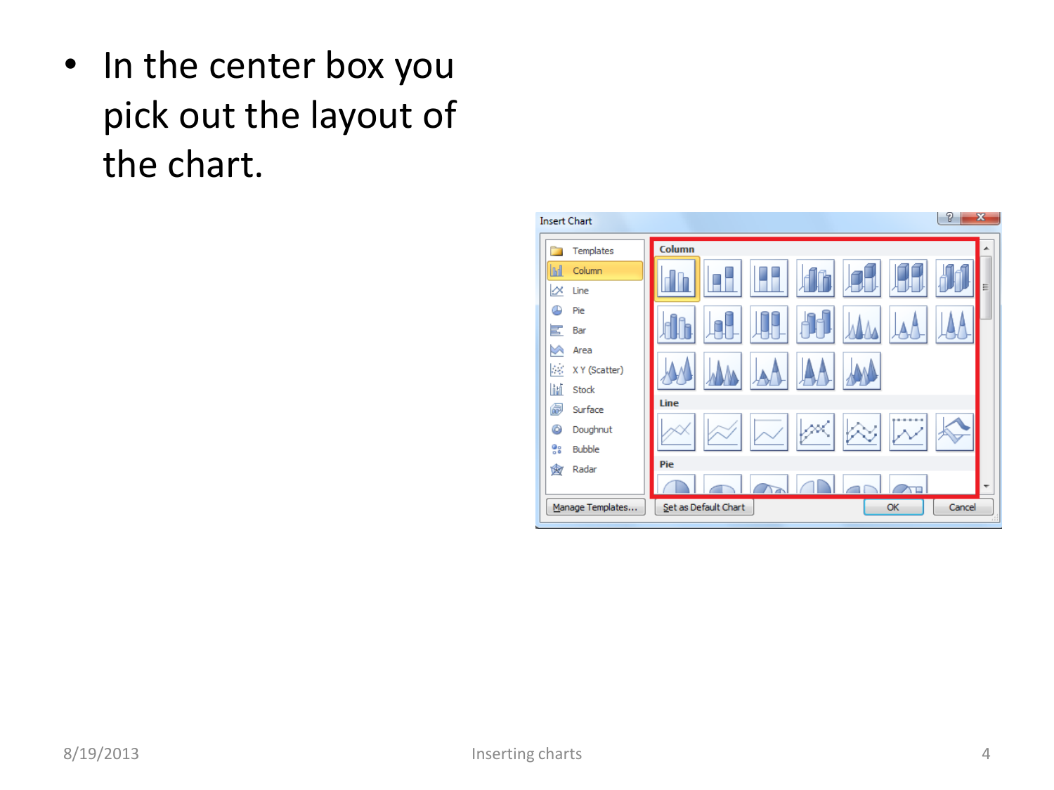- In the center box you pick out the layout of the chart.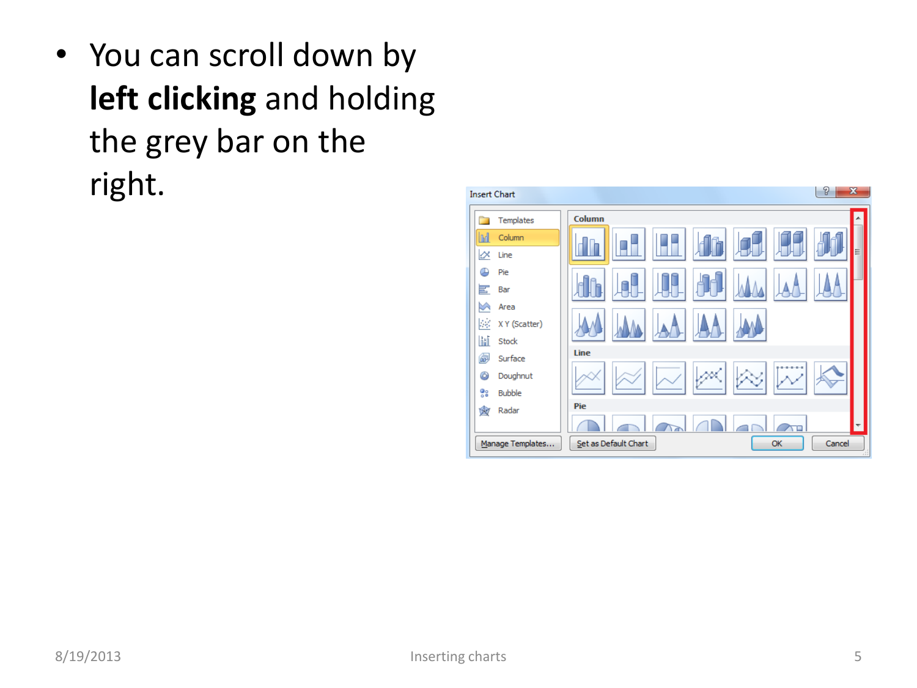- You can scroll down by **left clicking** and holding the grey bar on the right.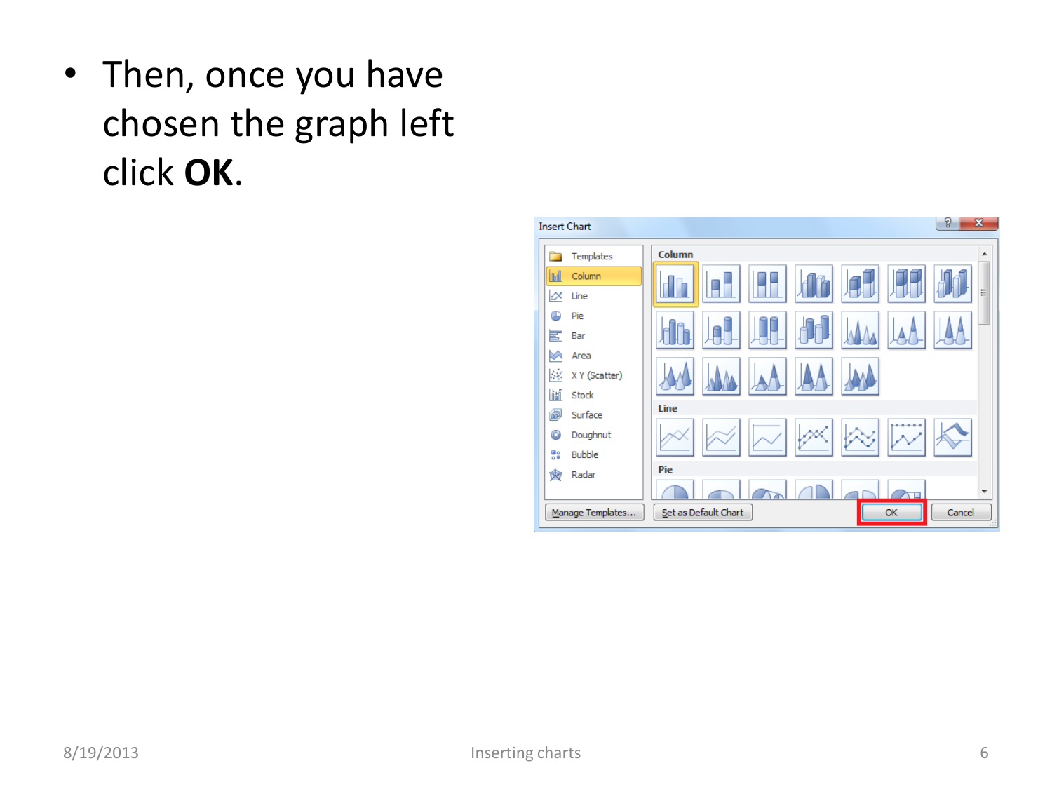- Then, once you have chosen the graph left click **OK**.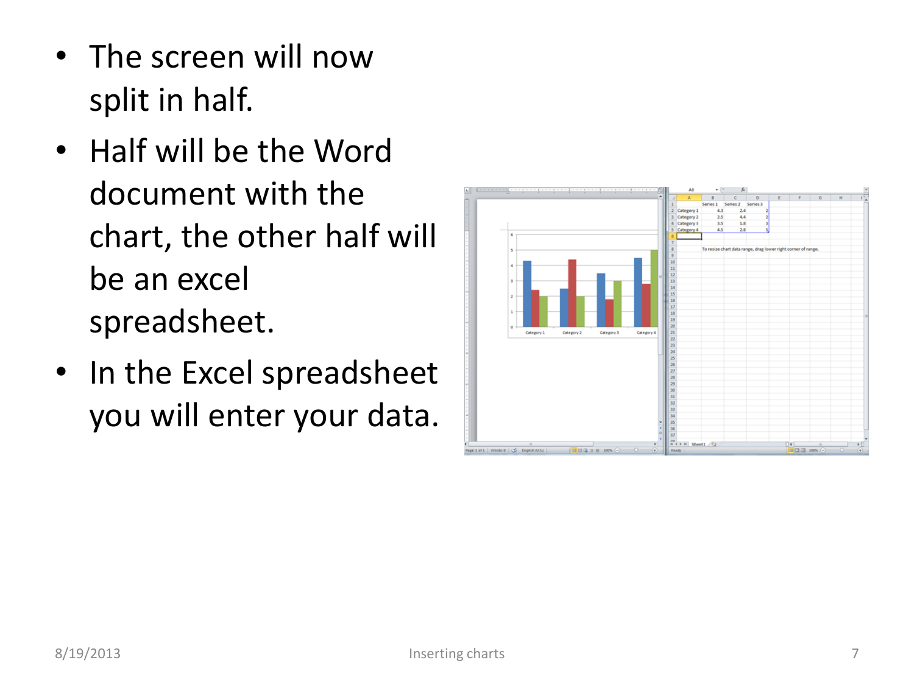- The screen will now split in half.
- Half will be the Word document with the chart, the other half will be an excel spreadsheet.
- In the Excel spreadsheet you will enter your data.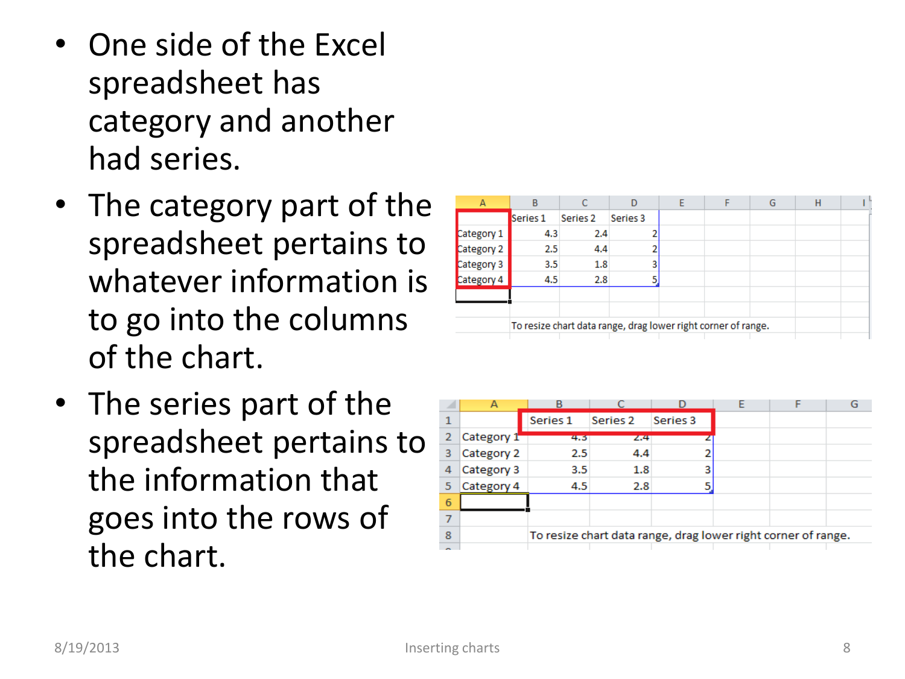- One side of the Excel spreadsheet has category and another had series.
- The category part of the spreadsheet pertains to whatever information is to go into the columns of the chart.
- The series part of the spreadsheet pertains to the information that goes into the rows of the chart.

| | A | B | C | D |
|---|---|---|---|---|
| 1 | | Series 1 | Series 2 | Series 3 |
| 2 | Category 1 | 4.3 | 2.4 | 2 |
| 3 | Category 2 | 2.5 | 4.4 | 2 |
| 4 | Category 3 | 3.5 | 1.8 | 3 |
| 5 | Category 4 | 4.5 | 2.8 | 5 |

To resize chart data range, drag lower right corner of range.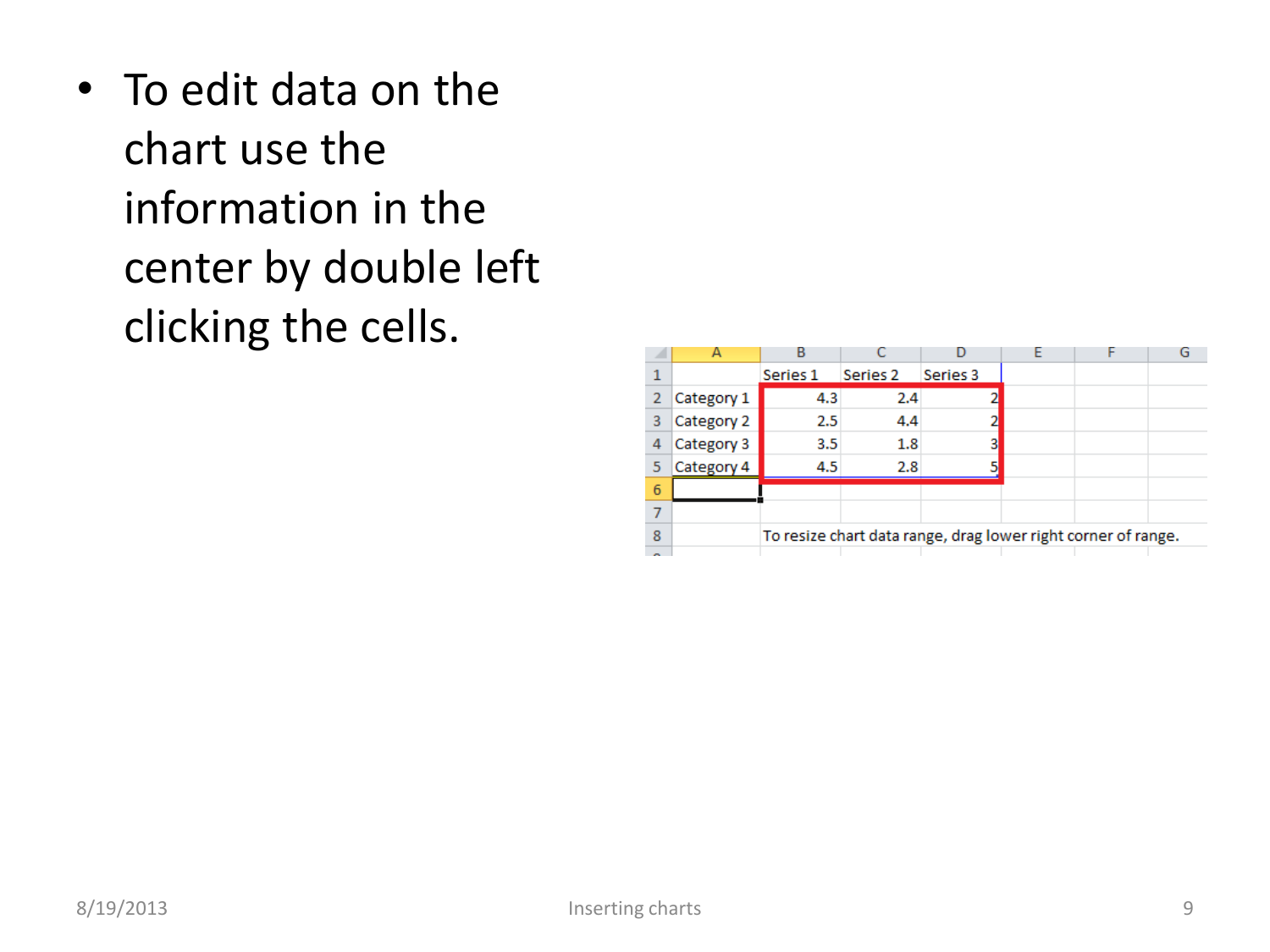- To edit data on the chart use the information in the center by double left clicking the cells.

| | A | B | C | D | E | F | G |
|---|---|---|---|---|---|---|---|
| 1 | | Series 1 | Series 2 | Series 3 | | | |
| 2 | Category 1 | 4.3 | 2.4 | 2 | | | |
| 3 | Category 2 | 2.5 | 4.4 | 2 | | | |
| 4 | Category 3 | 3.5 | 1.8 | 3 | | | |
| 5 | Category 4 | 4.5 | 2.8 | 5 | | | |
| 6 | | | | | | | |
| 7 | | | | | | | |
| 8 | | To resize chart data range, drag lower right corner of range. | | | | | |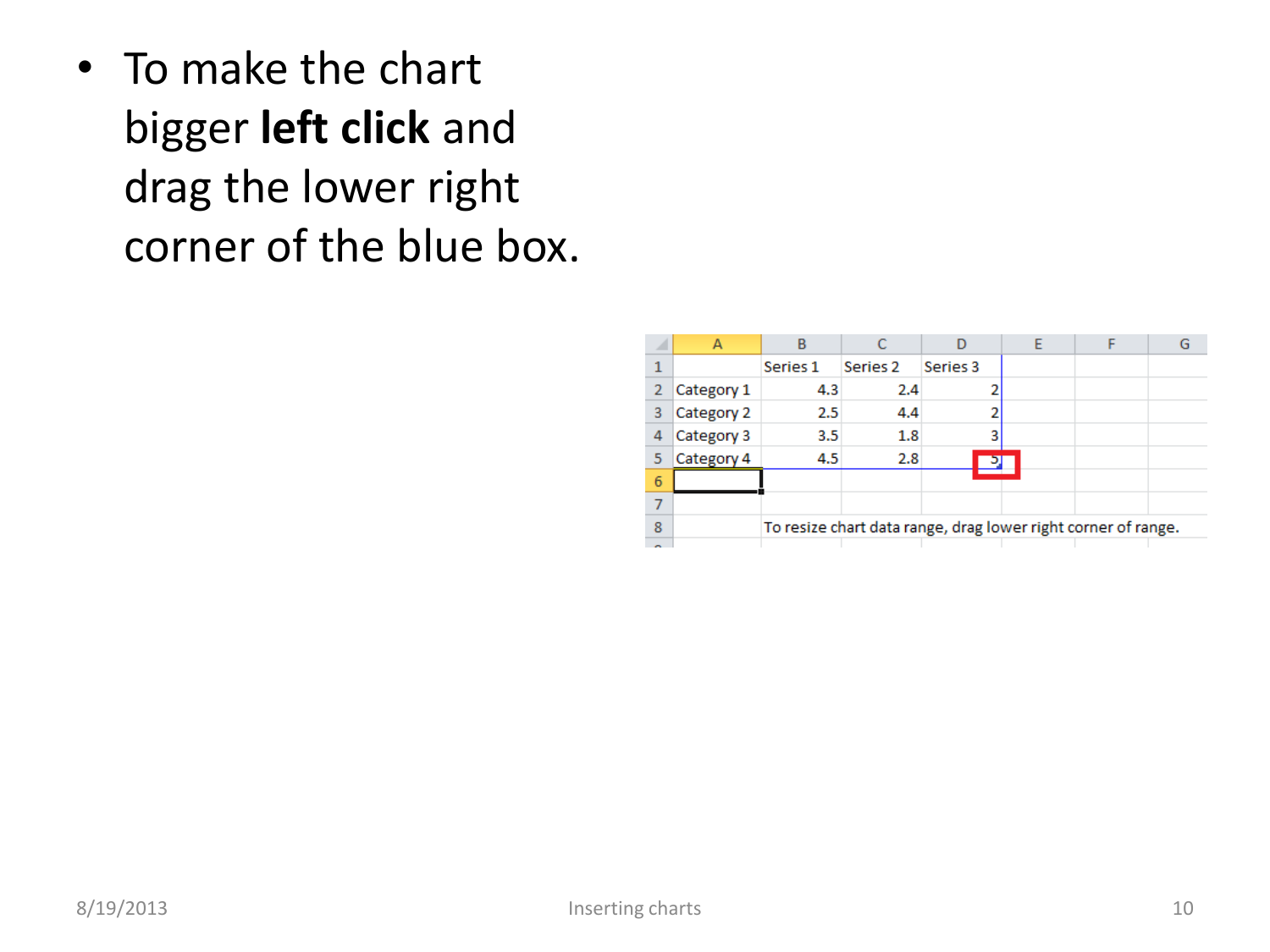- To make the chart bigger **left click** and drag the lower right corner of the blue box.

|   | A | B | C | D | E | F | G |
|---|---|---|---|---|---|---|---|
| 1 |   | Series 1 | Series 2 | Series 3 |   |   |   |
| 2 | Category 1 | 4.3 | 2.4 | 2 |   |   |   |
| 3 | Category 2 | 2.5 | 4.4 | 2 |   |   |   |
| 4 | Category 3 | 3.5 | 1.8 | 3 |   |   |   |
| 5 | Category 4 | 4.5 | 2.8 | 5 |   |   |   |
| 6 |   |   |   |   |   |   |   |
| 7 |   |   |   |   |   |   |   |
| 8 |   | To resize chart data range, drag lower right corner of range. |   |   |   |   |   |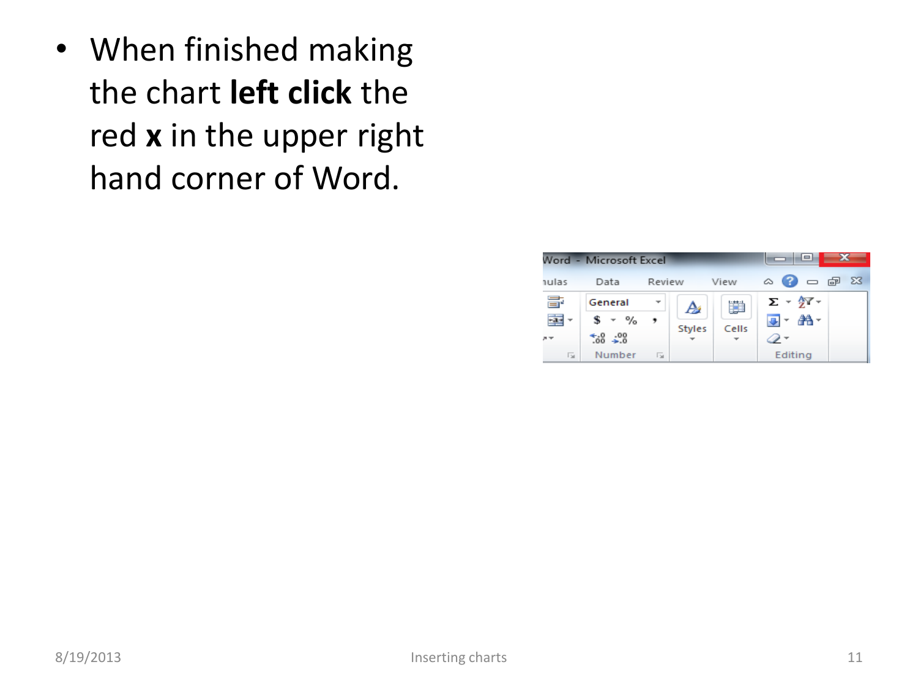- When finished making the chart **left click** the red **x** in the upper right hand corner of Word.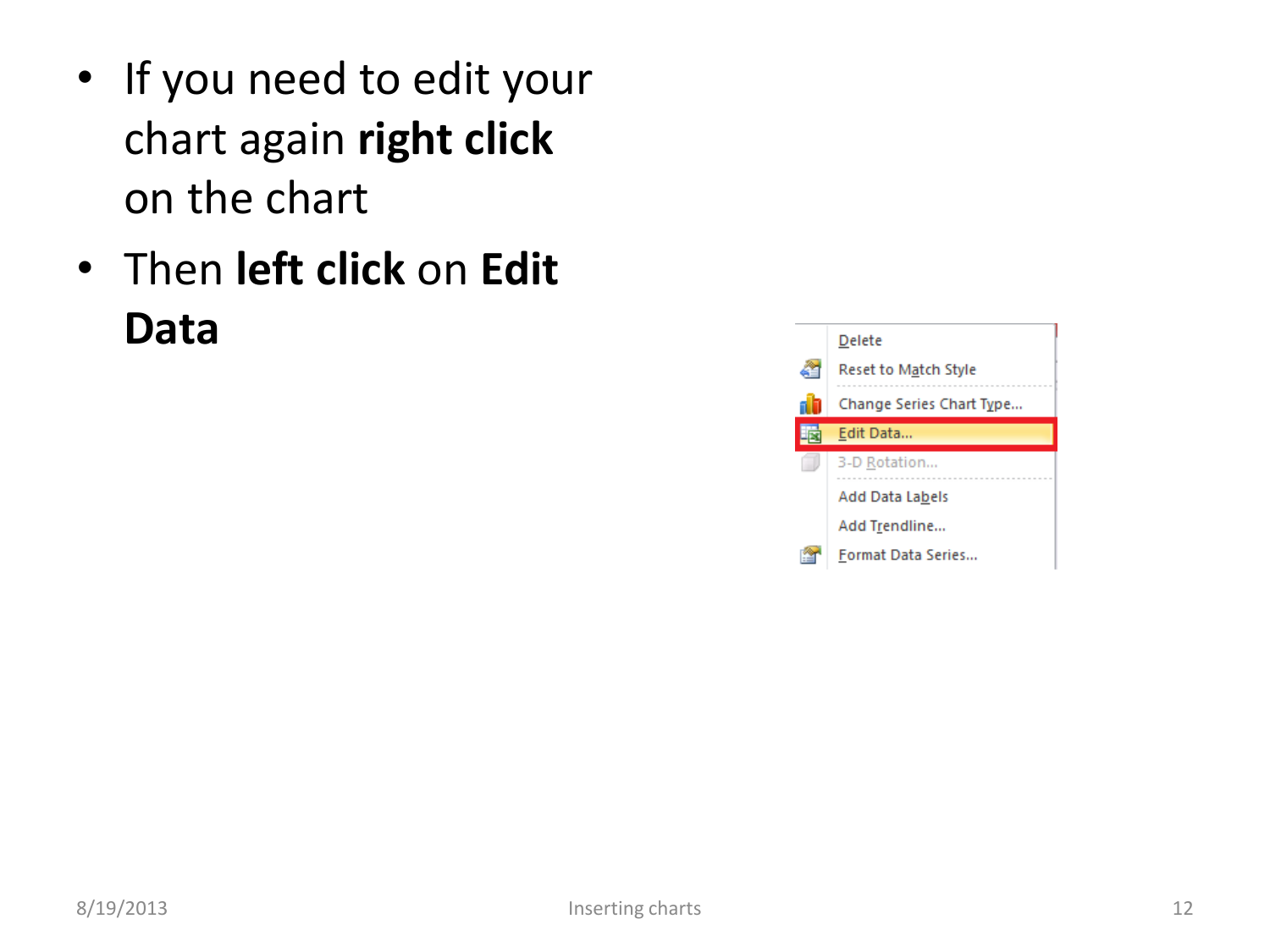- If you need to edit your chart again **right click** on the chart
- Then **left click** on **Edit Data**

Delete
Reset to Match Style
Change Series Chart Type...
Edit Data...
3-D Rotation...
Add Data Labels
Add Trendline...
Format Data Series...